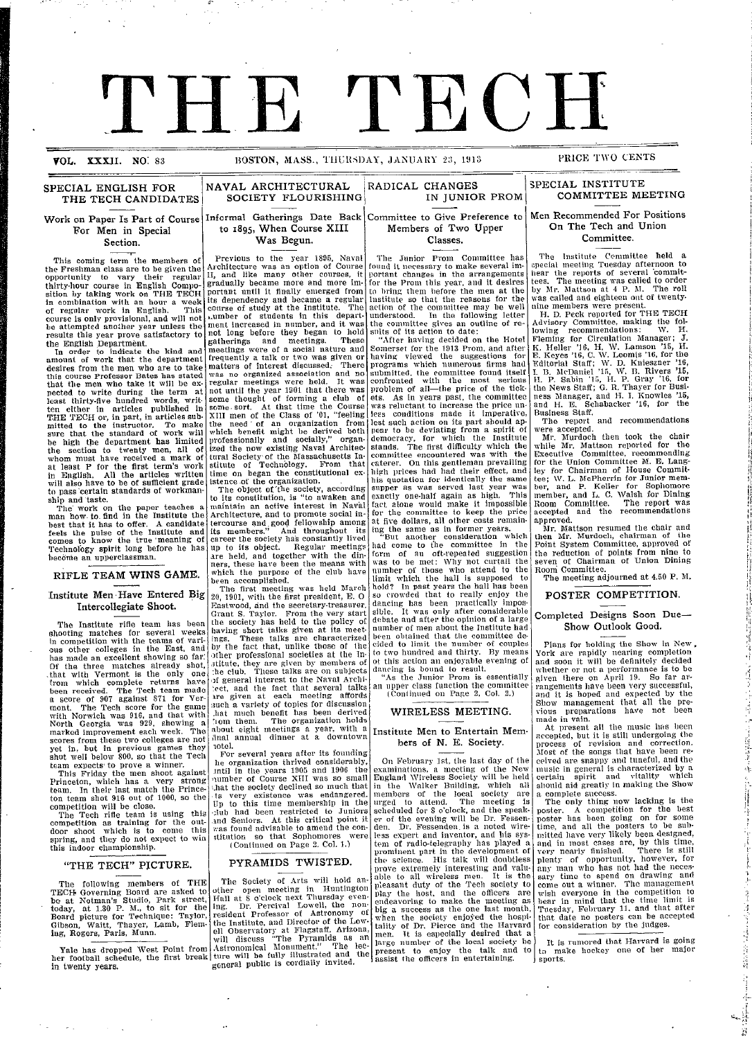# THE TECH

VOL. XXXII. NO. 83 BOSTON, MASS., THURSDAY, JANUARY 23, 1913 PRICE TWO CENTS

## SPECIAL ENGLISH FOR THE TECH CANDIDATES

### Work on Paper Is Part of Course For Men in Special Section.

This coming term the members of the Freshman class are to be given the opportunity to vary their regular thirty-hour course in English Composition by taking work on THE TECH in combination with an hour a week of regular work in English. This course is only provisional, and will not be attempted another year unless the results this year prove satisfactory to the English Department.

In order to indicate the kind and amount of work that the department desires from the men who are to take this course Professor Bates has stated that the men who take it will be expected to write during the term at least thirty-five hundred words, written either in articles published in THE TECH or, in part, in articles submitted to the instructor. To make sure that the standard of work will be high the department has limited the section to twenty men, all of whom must have received a mark of at least P for the first term's work in English. All the articles written will also have to be of sufficient grade to pass certain standards of workmanship and taste.

The work on the paper teaches a man how to find in the Institute the best that it has to offer. A candidate feels the pulse of the Institute and comes to know the true meaning of Technology spirit long before he has become an upperclassman.

## RIFLE TEAM WINS GAME.

### Institute Men Have Entered Big Intercollegiate Shoot.

The Institute rifle team has been shooting matches for several weeks in competition with the teams of various other colleges in the East, and has made an excellent showing so far. Of the three matches already shot, that with Vermont is the only one from which complete returns have been received. The Tech team made a score of 907 against 871 for Vermont. The Tech score for the game with Norwich was 916, and that with North Georgia was 929, showing a marked improvement each week. The scores from these two colleges are not yet in, but in previous games they shot well below 800, so that the Tech team expects to prove a winner.

This Friday the men shoot against Princeton, which has a very strong team. In their last match the Princeton team shot 916 out of 1000, so the competition will be close.

The Tech rifle team is using this competition as training for the outdoor shoot which is to come this spring, and they do not expect to win this indoor championship.

## "THE TECH" PICTURE.

The following members of THE TECH Governing Board are asked to be at Notman's Studio, Park street, today, at 1.30 P. M., to sit for the Board picture for Technique: Taylor, Gibson, Waitt, Thayer, Lamb, Fleming, Rogers, Paris, Munn.

Yale has dropped West Point from her football schedule, the first break in twenty years.

## NAVAL ARCHITECTURAL SOCIETY FLOURISHING

### Informal Gatherings Date Back to 1895, When Course XIII Was Begun.

Previous to the year 1895, Naval Architecture was an option of Course II, and like many other courses, it gradually became more and more important until it finally emerged from its dependency and became a regular course of study at the Institute. The number of students in this department increased in number, and it was not long before they began to hold gatherings and meetings. These meetings were of a social nature and frequently a talk or two was given or matters of interest discussed. There was no organized association and no regular meetings were held. It was not until the year 1901 that there was some thought of forming a club of some sort. At that time the Course XIII men of the Class of '01, "feeling the need of an organization from which benefit might be derived both professionally and socially," organized the now existing Naval Architectural Society of the Massachusetts Institute of Technology. From that time on began the constitutional existence of the organization.

The object of the society, according to its constitution, is "to awaken and maintain an active interest in Naval Architecture, and to promote social intercourse and good fellowship among its members." And throughout its career the society has constantly lived up to its object. Regular meetings are held, and together with the dinners, these have been the means with which the purpose of the club have been accomplished.

The first meeting was held March 20, 1901, with the first president, E. O. Eastwood, and the secretary-treasurer, Grant S. Taylor. From the very start the society has held to the policy of having short talks given at its meetings. These talks are characterized by the fact that, unlike those of the other professional societies at the Institute, they are given by members of the club. These talks are on subjects of general interest to the Naval Architect, and the fact that several talks are given at each meeting affords such a variety of topics for discussion that much benefit has been derived from them. The organization holds about eight meetings a year, with a final annual dinner at a downtown hotel.

For several years after its founding the organization thrived considerably, until in the years 1905 and 1906 the number of Course XIII was so small that the society declined so much that its very existence was endangered. Up to this time membership in the club had been restricted to Juniors and Seniors. At this critical point it was found advisable to amend the constitution so that Sophomores were

(Continued on Page 2, Col. 1.)

## PYRAMIDS TWISTED.

The Society of Arts will hold another open meeting in Huntington Hall at 8 o'clock next Thursday evening. Dr. Percival Lowell, the non-resident Professor of Astronomy of the Institute, and Director of the Lowell Observatory at Flagstaff, Arizona, will discuss "The Pyramids as an Astronomical Monument." The lecture will be fully illustrated and the general public is cordially invited.

## RADICAL CHANGES IN JUNIOR PROM

### Committee to Give Preference to Members of Two Upper Classes.

The Junior Prom Committee has found it necessary to make several important changes in the arrangements for the Prom this year, and it desires to bring them before the men at the Institute so that the reasons for the action of the committee may be well understood. In the following letter the committee gives an outline of results of its action to date:

"After having decided on the Hotel Somerset for the 1913 Prom, and after having viewed the suggestions for programs which numerous firms had submitted, the committee found itself confronted with the most serious problem of all—the price of the tickets. As in years past, the committee was reluctant to increase the price unless conditions made it imperative, lest such action on its part should appear to be deviating from a spirit of democracy, for which the Institute stands. The first difficulty which the committee encountered was with the caterer. On this gentleman prevailing high prices had had their effect, and his quotation for identically the same supper as was served last year was exactly one-half again as high. This fact alone would make it impossible for the committee to keep the price at five dollars, all other costs remaining the same as in former years.

"But another consideration which had come to the committee in the form of an oft-repeated suggestion was to be met: Why not curtail the number of those who attend to the limit which the hall is supposed to hold? In past years the hall has been so crowded that to really enjoy the dancing has been practically impossible. It was only after considerable debate and after the opinion of a large number of men about the Institute had been obtained that the committee decided to limit the number of couples to two hundred and thirty. By means of this action an enjoyable evening of dancing is bound to result.

"As the Junior Prom is essentially an upper class function the committee

(Continued on Page 2, Col. 2.)

## WIRELESS MEETING.

### Institute Men to Entertain Members of N. E. Society.

On February 1st, the last day of the examinations, a meeting of the New England Wireless Society will be held in the Walker Building, which all members of the local society are urged to attend. The meeting is scheduled for 8 o'clock, and the speaker of the evening will be Dr. Fessenden. Dr. Fessenden is a noted wireless expert and inventor, and his system of radio-telegraphy has played a prominent part in the development of the science. His talk will doubtless prove extremely interesting and valuable to all wireless men. It is the pleasant duty of the Tech society to play the host, and the officers are endeavoring to make the meeting as big a success as the one last month, when the society enjoyed the hospitality of Dr. Pierce and the Harvard men. It is especially desired that a large number of the local society be present to enjoy the talk and to assist the officers in entertaining.

## SPECIAL INSTITUTE COMMITTEE MEETING

### Men Recommended For Positions On The Tech and Union Committee.

The Institute Committee held a special meeting Tuesday afternoon to hear the reports of several committees. The meeting was called to order by Mr. Mattson at 4 P. M. The roll was called and eighteen out of twenty-nine members were present.

H. D. Peck reported for THE TECH Advisory Committee, making the following recommendations: W. H. Fleming for Circulation Manager; J. K. Heller '16, H. W. Lamson '15, H. E. Keyes '16, C. W. Loomis '16, for the Editorial Staff; W. D. Kniesner '16, I. B. McDaniel '15, W. B. Rivers '15, H. P. Sabin '15, H. P. Gray '16, for the News Staff; G. R. Thayer for Business Manager, and H. I. Knowles '15, and H. E. Schabacker '16, for the Business Staff.

The report and recommendations were accepted.

Mr. Murdoch then took the chair while Mr. Mattson reported for the Executive Committee, recommending for the Union Committee M. E. Langley for Chairman of House Committee; W. L. McPherrin for Junior member, and P. Keller for Sophomore member, and L. C. Walsh for Dining Room Committee. The report was accepted and the recommendations approved.

Mr. Mattson resumed the chair and then Mr. Murdoch, chairman of the Point System Committee, approved of the reduction of points from nine to seven of Chairman of Union Dining Room Committee.

The meeting adjourned at 4.50 P. M.

## POSTER COMPETITION.

### Completed Designs Soon Due—Show Outlook Good.

Plans for holding the Show in New York are rapidly nearing completion and soon it will be definitely decided whether or not a performance is to be given there on April 19. So far arrangements have been very successful, and it is hoped and expected by the Show management that all the previous preparations have not been made in vain.

At present all the music has been accepted, but it is still undergoing the process of revision and correction. Most of the songs that have been received are snappy and tuneful, and the music in general is characterized by a certain spirit and vitality which should aid greatly in making the Show a complete success.

The only thing now lacking is the poster. A competition for the best poster has been going on for some time, and all the posters to be submitted have very likely been designed, and in most cases are, by this time, very nearly finished. There is still plenty of opportunity, however, for any man who has not had the necessary time to spend on drawing and come out a winner. The management wish everyone in the competition to bear in mind that the time limit is Tuesday, February 11, and that after that date no posters can be accepted for consideration by the judges.

It is rumored that Harvard is going to make hockey one of her major sports.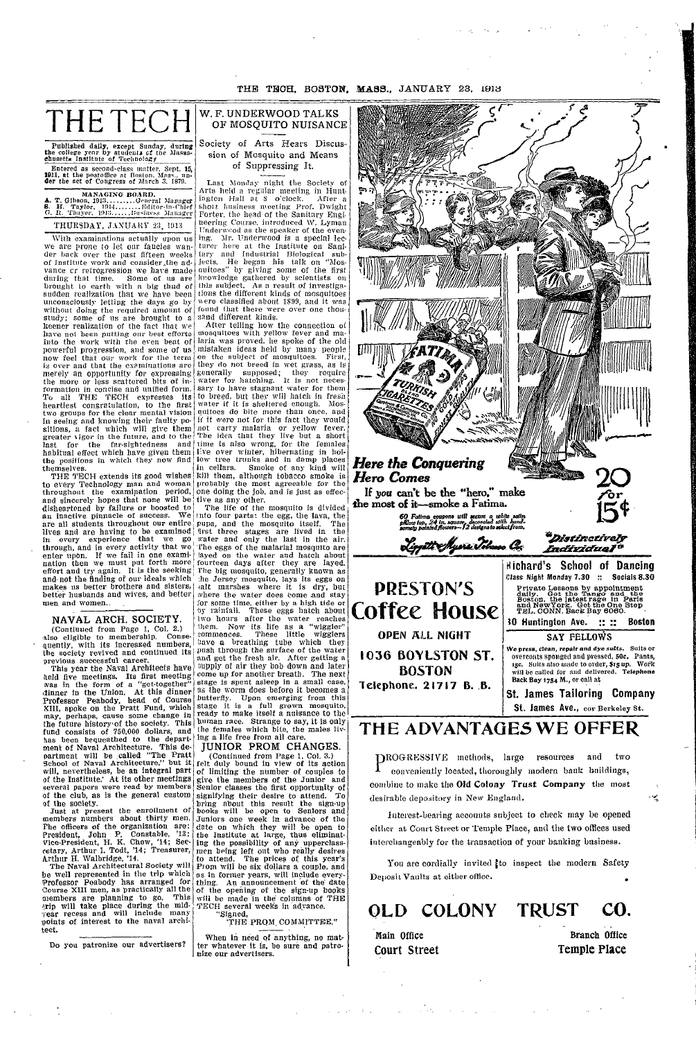# THE TECH

Published daily, except Sunday, during the college year by students of the Massachusetts Institute of Technology.

Entered as second-class matter, Sept. 15, 1911, at the postoffice at Boston, Mass., under the act of Congress of March 3, 1879.

MANAGING BOARD.

A. T. Gibson, 1913.........General Manager
S. H. Taylor, 1914........Editor-in-Chief
G. R. Thayer, 1913......Business Manager

THURSDAY, JANUARY 23, 1913

With examinations actually upon us we are prone to let our fancies wander back over the past fifteen weeks of Institute work and consider the advance or retrogression we have made during that time. Some of us are brought to earth with a big thud of sudden realization that we have been unconsciously letting the days go by without doing the required amount of study; some of us are brought to a keener realization of the fact that we have not been putting our best efforts into the work with the even beat of powerful progression, and some of us now feel that our work for the term is over and that the examinations are merely an opportunity for expressing the more or less scattered bits of information in concise and unified form. To all THE TECH expresses its heartiest congratulation, to the first two groups for the clear mental vision in seeing and knowing their faulty positions, a fact which will give them greater vigor in the future, and to the last for the far-sightedness and habitual effect which have given them the positions in which they now find themselves.

THE TECH extends its good wishes to every Technology man and woman throughout the examination period, and sincerely hopes that none will be disheartened by failure or boosted to an inactive pinnacle of success. We are all students throughout our entire lives and are having to be examined in every experience that we go through, and in every activity that we enter upon. If we fail in one examination then we must put forth more effort and try again. It is the seeking and not the finding of our ideals which makes us better brothers and sisters, better husbands and wives, and better men and women.

## NAVAL ARCH. SOCIETY.

(Continued from Page 1, Col. 2.)

also eligible to membership. Consequently, with its increased numbers, the society revived and continued its previous successful career.

This year the Naval Architects have held five meetings. Its first meeting was in the form of a "get-together" dinner in the Union. At this dinner Professor Peabody, head of Course XIII, spoke on the Pratt Fund, which may, perhaps, cause some change in the future history of the society. This fund consists of 750,000 dollars, and has been bequeathed to the department of Naval Architecture. This department will be called "The Pratt School of Naval Architecture," but it will, nevertheless, be an integral part of the Institute. At its other meetings several papers were read by members of the club, as is the general custom of the society.

Just at present the enrollment of members numbers about thirty men. The officers of the organization are: President, John P. Constable, '13; Vice-President, H. K. Chow, '14; Secretary, Arthur I. Todt, '14; Treasurer, Arthur H. Walbridge, '14.

The Naval Architectural Society will be well represented in the trip which Professor Peabody has arranged for Course XIII men, as practically all the members are planning to go. This trip will take place during the mid-year recess and will include many points of interest to the naval architect.

Do you patronize our advertisers?

## W. F. UNDERWOOD TALKS OF MOSQUITO NUISANCE

### Society of Arts Hears Discussion of Mosquito and Means of Suppressing It.

Last Monday night the Society of Arts held a regular meeting in Huntington Hall at 8 o'clock. After a short business meeting Prof. Dwight Porter, the head of the Sanitary Engineering Course, introduced W. Lyman Underwood as the speaker of the evening. Mr. Underwood is a special lecturer here at the Institute on Sanitary and Industrial Biological subjects. He began his talk on "Mosquitoes" by giving some of the first knowledge gathered by scientists on this subject. As a result of investigations the different kinds of mosquitoes were classified about 1899, and it was found that there were over one thousand different kinds.

After telling how the connection of mosquitoes with yellow fever and malaria was proved, he spoke of the old mistaken ideas held by many people on the subject of mosquitoes. First, they do not breed in wet grass, as is generally supposed; they require water for hatching. It is not necessary to have stagnant water for them to breed, but they will hatch in fresh water if it is sheltered enough. Mosquitoes do bite more than once, and if it were not for this fact they would not carry malaria or yellow fever. The idea that they live but a short time is also wrong, for the females live over winter, hibernating in hollow tree trunks and in damp places in cellars. Smoke of any kind will kill them, although tobacco smoke is probably the most agreeable for the one doing the job, and is just as effective as any other.

The life of the mosquito is divided into four parts: the egg, the lava, the pupa, and the mosquito itself. The first three stages are lived in the water and only the last in the air. The eggs of the malarial mosquito are layed on the water and hatch about fourteen days after they are layed. The big mosquito, generally known as the Jersey mosquito, lays its eggs on salt marshes where it is dry, but where the water does come and stay for some time, either by a high tide or by rainfall. These eggs hatch about two hours after the water reaches them. Now its life as a "wiggler" commences. These little wigglers have a breathing tube which they push through the surface of the water and get the fresh air. After getting a supply of air they bob down and later come up for another breath. The next stage is spent asleep in a small case, as the worm does before it becomes a butterfly. Upon emerging from this stage it is a full grown mosquito, ready to make itself a nuisance to the human race. Strange to say, it is only the females which bite, the males living a life free from all care.

## JUNIOR PROM CHANGES.

(Continued from Page 1, Col. 3.)

felt duly bound in view of its action of limiting the number of couples to give the members of the Junior and Senior classes the first opportunity of signifying their desire to attend. To bring about this result the sign-up books will be open to Seniors and Juniors one week in advance of the date on which they will be open to the Institute at large, thus eliminating the possibility of any upperclassmen being left out who really desires to attend. The prices of this year's Prom will be six dollars a couple, and as in former years, will include everything. An announcement of the date of the opening of the sign-up books will be made in the columns of THE TECH several weeks in advance.

"Signed,
"THE PROM COMMITTEE."

When in need of anything, no matter whatever it is, be sure and patronize our advertisers.

---

**Here the Conquering Hero Comes**

If *you* can't be the "hero," make the most of it—smoke a Fatima.

*60 Fatima coupons will secure a white satin pillow top, 24 in. square, decorated with handsomely painted flowers—12 designs to select from.*

FATIMA TURKISH CIGARETTES

20 for 15¢

*Liggett & Myers Tobacco Co.* — "Distinctively Individual"

---

# PRESTON'S Coffee House

OPEN ALL NIGHT

1036 BOYLSTON ST. BOSTON

Telephone. 21717 B. B.

---

**Richard's School of Dancing**

Class Night Monday 7.30 :: Socials 8.30

Private Lessons by appointment daily. Get the Tango and the Boston, the latest rage in Paris and New York. Get the One Step TEL. CONN. Back Bay 6060.

30 Huntington Ave. :: :: Boston

---

**SAY FELLOWS**

We press, clean, repair and dye suits. Suits or overcoats sponged and pressed, 50c. Pants, 15c. Suits also made to order, $15 up. Work will be called for and delivered. Telephone Back Bay 1754 M., or call at

**St. James Tailoring Company**

St. James Ave., cor Berkeley St.

---

# THE ADVANTAGES WE OFFER

PROGRESSIVE methods, large resources and two conveniently located, thoroughly modern bank buildings, combine to make the **Old Colony Trust Company** the most desirable depository in New England.

Interest-bearing accounts subject to check may be opened either at Court Street or Temple Place, and the two offices used interchangeably for the transaction of your banking business.

You are cordially invited to inspect the modern Safety Deposit Vaults at either office.

# OLD COLONY TRUST CO.

Main Office — Court Street

Branch Office — Temple Place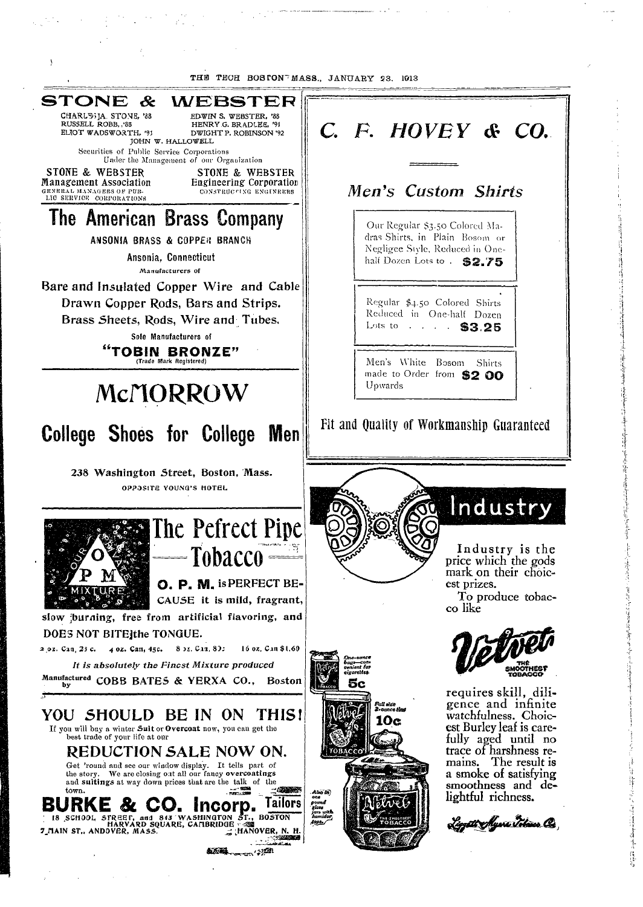# STONE & WEBSTER

CHARLES A. STONE, '88 — EDWIN S. WEBSTER, '88
RUSSELL ROBB, '88 — HENRY G. BRADLEE, '91
ELIOT WADSWORTH, '91 — DWIGHT P. ROBINSON '92
JOHN W. HALLOWELL

Securities of Public Service Corporations
Under the Management of our Organization

**STONE & WEBSTER Management Association**
GENERAL MANAGERS OF PUBLIC SERVICE CORPORATIONS

**STONE & WEBSTER Engineering Corporation**
CONSTRUCTING ENGINEERS

# The American Brass Company

ANSONIA BRASS & COPPER BRANCH

Ansonia, Connecticut

Manufacturers of

**Bare and Insulated Copper Wire and Cable**
**Drawn Copper Rods, Bars and Strips.**
**Brass Sheets, Rods, Wire and Tubes.**

Sole Manufacturers of

**"TOBIN BRONZE"**
(Trade Mark Registered)

# McMORROW

## College Shoes for College Men

238 Washington Street, Boston, Mass.
OPPOSITE YOUNG'S HOTEL

# The Pefrect Pipe Tobacco

OUR PRIVATE MIXTURE — O P M

**O. P. M.** is PERFECT BECAUSE it is mild, fragrant, slow burning, free from artificial flavoring, and DOES NOT BITE the TONGUE.

2 oz. Can, 25 c. 4 oz. Can, 45c. 8 oz. Can, 85c 16 oz. Can $1.60

*It is absolutely the Finest Mixture produced*

Manufactured by COBB BATES & YERXA CO., Boston

## YOU SHOULD BE IN ON THIS!

If you will buy a winter **Suit** or **Overcoat** now, you can get the best trade of your life at our

## REDUCTION SALE NOW ON.

Get 'round and see our window display. It tells part of the story. We are closing out all our fancy overcoatings and suitings at way down prices that are the talk of the town.

# BURKE & CO. Incorp. Tailors

18 SCHOOL STREET, and 843 WASHINGTON ST., BOSTON
HARVARD SQUARE, CAMBRIDGE
7 MAIN ST., ANDOVER, MASS. — HANOVER, N. H.

# C. F. HOVEY & CO.

## Men's Custom Shirts

Our Regular $3.50 Colored Madras Shirts, in Plain Bosom or Negligee Style, Reduced in One-half Dozen Lots to . **$2.75**

Regular $4.50 Colored Shirts Reduced in One-half Dozen Lots to . . . . **$3.25**

Men's White Bosom Shirts made to Order from **$2 00** Upwards

**Fit and Quality of Workmanship Guaranteed**

# Industry

Industry is the price which the gods mark on their choicest prizes.

To produce tobacco like

**Velvet** THE SMOOTHEST TOBACCO

requires skill, diligence and infinite watchfulness. Choicest Burley leaf is carefully aged until no trace of harshness remains. The result is a smoke of satisfying smoothness and delightful richness.

Liggett & Myers Tobacco Co.

One-ounce bags—convenient for cigarettes. 5c

Full size 2-ounce tins 10c

Also in one pound glass jars with humidor tops.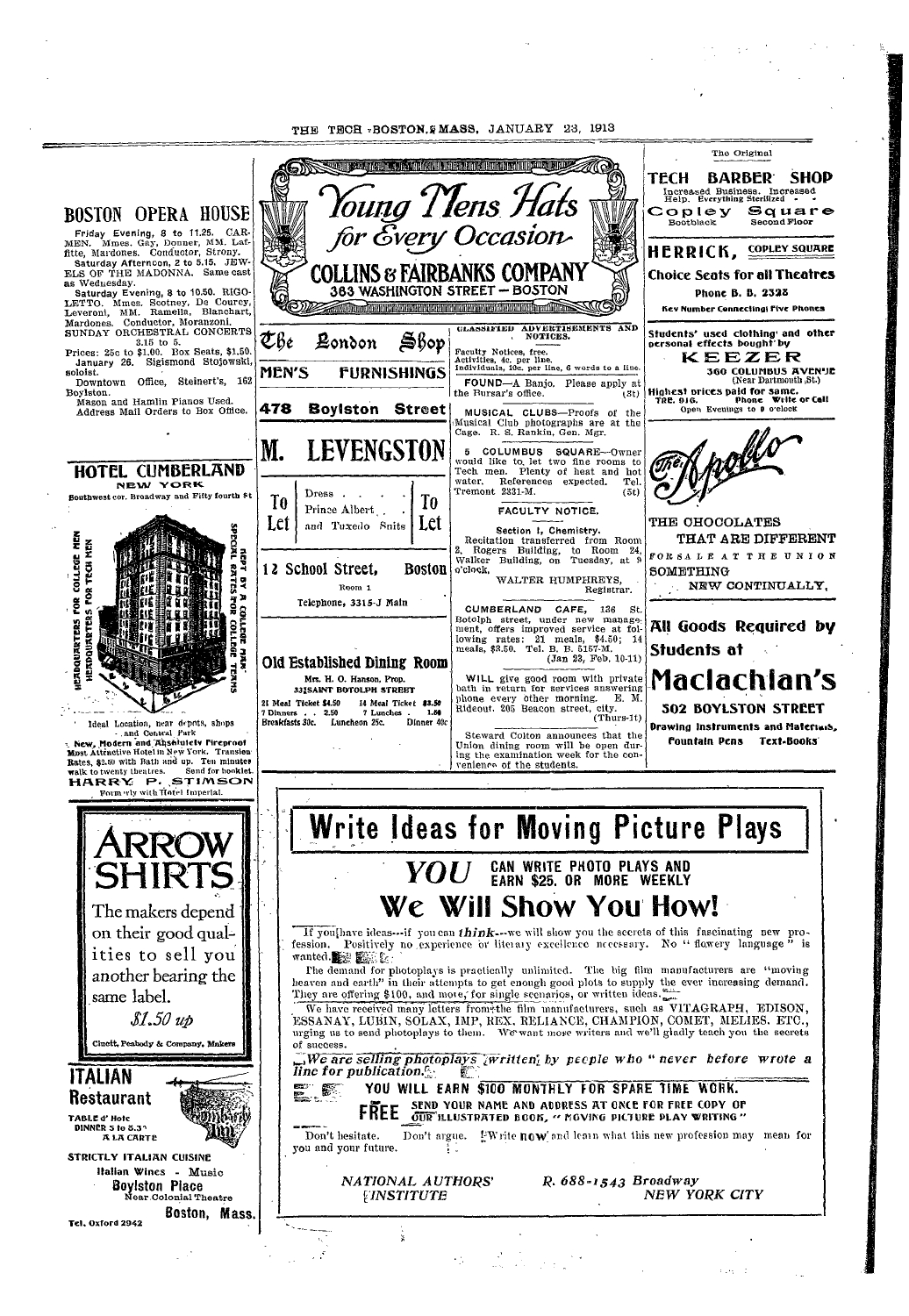## BOSTON OPERA HOUSE

Friday Evening, 8 to 11.25. CARMEN. Mmes. Gay, Donner, MM. Laffitte, Mardones. Conductor, Strony.
Saturday Afternoon, 2 to 5.15. JEWELS OF THE MADONNA. Same cast as Wednesday.
Saturday Evening, 8 to 10.50. RIGOLETTO. Mmes. Scotney, De Courcy, Leveroni, MM. Ramella, Blanchart, Mardones. Conductor, Moranzoni.
SUNDAY ORCHESTRAL CONCERTS 3.15 to 5.
Prices: 25c to $1.00. Box Seats, $1.50.
January 26. Sigismond Stojowski, soloist.
Downtown Office, Steinert's, 162 Boylston.
Mason and Hamlin Pianos Used.
Address Mail Orders to Box Office.

## HOTEL CUMBERLAND

NEW YORK

Southwest cor. Broadway and Fifty fourth St

HEADQUARTERS FOR COLLEGE MEN
HEADQUARTERS FOR TECH MEN

KEPT BY A COLLEGE MAN
SPECIAL RATES FOR COLLEGE TEAMS

Ideal Location, near depots, shops and Central Park
New, Modern and Absolutely Fireproof
Most Attractive Hotel in New York. Transient Rates, $2.50 with Bath and up. Ten minutes walk to twenty theatres. Send for booklet.

HARRY P. STIMSON
Formerly with Hotel Imperial.

## ARROW SHIRTS

The makers depend on their good qualities to sell you another bearing the same label.

*$1.50 up*

Cluett, Peabody & Company, Makers

## ITALIAN Restaurant

TABLE d' Hote
DINNER 5 to 5.30
A LA CARTE

STRICTLY ITALIAN CUISINE
Italian Wines - Music

**Boylston Place**
Near Colonial Theatre

**Boston, Mass.**

Tel. Oxford 2942

---

## Young Mens Hats for Every Occasion

**COLLINS & FAIRBANKS COMPANY**
383 WASHINGTON STREET — BOSTON

## The London Shop

**MEN'S FURNISHINGS**

**478 Boylston Street**

## M. LEVENGSTON

| | | |
|---|---|---|
| To Let | Dress . . . Prince Albert . . and Tuxedo Suits | To Let |

**12 School Street, Boston**
Room 1
Telephone, 3315-J Main

## Old Established Dining Room

Mrs. H. O. Hanson, Prop.
33 SAINT BOTOLPH STREET

21 Meal Ticket $4.50 — 14 Meal Ticket $3.50
7 Dinners . . 2.50 — 7 Lunches . 1.50
Breakfasts 30c. Luncheon 25c. Dinner 40c

---

### CLASSIFIED ADVERTISEMENTS AND NOTICES.

Faculty Notices, free.
Activities, 4c. per line.
Individuals, 10c. per line, 6 words to a line.

FOUND—A Banjo. Please apply at the Bursar's office. (3t)

MUSICAL CLUBS—Proofs of the Musical Club photographs are at the Cage. R. S. Rankin, Gen. Mgr.

5 COLUMBUS SQUARE—Owner would like to let two fine rooms to Tech men. Plenty of heat and hot water. References expected. Tel. Tremont 2331-M. (5t)

FACULTY NOTICE.

Section I, Chemistry.
Recitation transferred from Room 2, Rogers Building, to Room 24, Walker Building, on Tuesday, at 9 o'clock.

WALTER HUMPHREYS,
Registrar.

CUMBERLAND CAFE, 136 St. Botolph street, under new management, offers improved service at following rates: 21 meals, $4.50; 14 meals, $3.50. Tel. B. B. 5167-M. (Jan 23, Feb. 10-11)

WILL give good room with private bath in return for services answering phone every other morning. E. M. Rideout. 205 Beacon street, city. (Thurs-1t)

Steward Colton announces that the Union dining room will be open during the examination week for the convenience of the students.

---

The Original

## TECH BARBER SHOP

Increased Business. Increased Help. Everything Sterilized

**Copley Square**
Bootblack — Second Floor

## HERRICK, COPLEY SQUARE

**Choice Seats for all Theatres**
Phone B. B. 2328
Key Number Connecting Five Phones

Students' used clothing and other personal effects bought by

## KEEZER

360 COLUMBUS AVENUE
(Near Dartmouth St.)

Highest prices paid for same.
TRE. 916. Phone Write or Call
Open Evenings to 9 o'clock

## The Apollo

THE CHOCOLATES THAT ARE DIFFERENT
FOR SALE AT THE UNION
SOMETHING NEW CONTINUALLY.

**All Goods Required by Students at**

## Maclachlan's

**502 BOYLSTON STREET**

Drawing Instruments and Materials, Fountain Pens Text-Books

---

## Write Ideas for Moving Picture Plays

### *YOU* CAN WRITE PHOTO PLAYS AND EARN $25. OR MORE WEEKLY

## We Will Show You How!

If you have ideas—if you can *think*—we will show you the secrets of this fascinating new profession. Positively no experience or literary excellence necessary. No "flowery language" is wanted.

The demand for photoplays is practically unlimited. The big film manufacturers are "moving heaven and earth" in their attempts to get enough good plots to supply the ever increasing demand. They are offering $100, and more, for single scenarios, or written ideas.

We have received many letters from the film manufacturers, such as VITAGRAPH, EDISON, ESSANAY, LUBIN, SOLAX, IMP, REX, RELIANCE, CHAMPION, COMET, MELIES, ETC., urging us to send photoplays to them. We want more writers and we'll gladly teach you the secrets of success.

*We are selling photoplays written by people who "never before wrote a line for publication."*

**YOU WILL EARN $100 MONTHLY FOR SPARE TIME WORK.**

**FREE** SEND YOUR NAME AND ADDRESS AT ONCE FOR FREE COPY OF OUR ILLUSTRATED BOOK, "MOVING PICTURE PLAY WRITING"

Don't hesitate. Don't argue. Write **now** and learn what this new profession may mean for you and your future.

*NATIONAL AUTHORS' INSTITUTE* — *R. 688-1543 Broadway NEW YORK CITY*